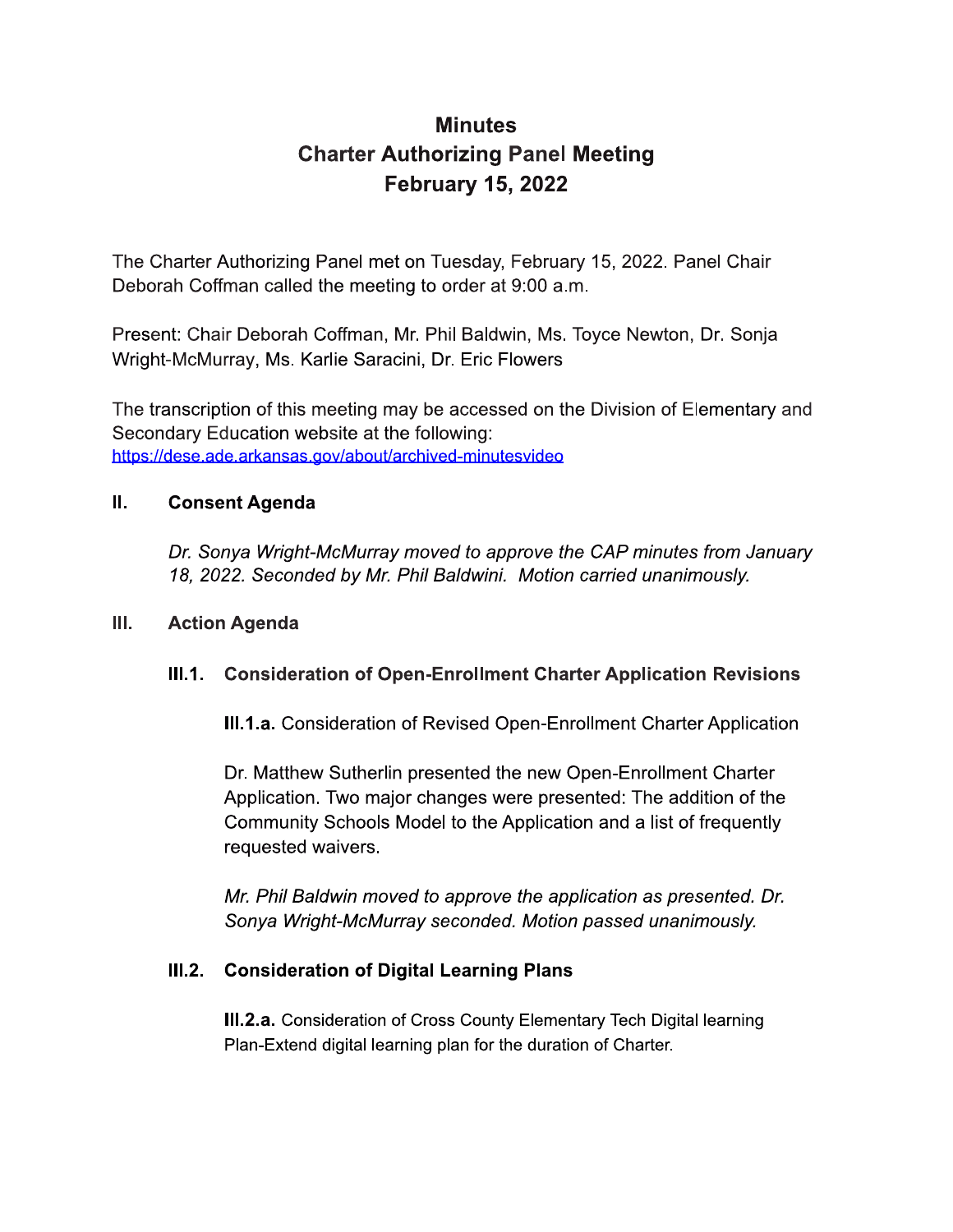# Minutes
# Charter Authorizing Panel Meeting
# February 15, 2022

The Charter Authorizing Panel met on Tuesday, February 15, 2022. Panel Chair Deborah Coffman called the meeting to order at 9:00 a.m.

Present: Chair Deborah Coffman, Mr. Phil Baldwin, Ms. Toyce Newton, Dr. Sonja Wright-McMurray, Ms. Karlie Saracini, Dr. Eric Flowers

The transcription of this meeting may be accessed on the Division of Elementary and Secondary Education website at the following: [https://dese.ade.arkansas.gov/about/archived-minutesvideo](https://dese.ade.arkansas.gov/about/archived-minutesvideo)

## II. Consent Agenda

*Dr. Sonya Wright-McMurray moved to approve the CAP minutes from January 18, 2022. Seconded by Mr. Phil Baldwini. Motion carried unanimously.*

## III. Action Agenda

### III.1. Consideration of Open-Enrollment Charter Application Revisions

**III.1.a.** Consideration of Revised Open-Enrollment Charter Application

Dr. Matthew Sutherlin presented the new Open-Enrollment Charter Application. Two major changes were presented: The addition of the Community Schools Model to the Application and a list of frequently requested waivers.

*Mr. Phil Baldwin moved to approve the application as presented. Dr. Sonya Wright-McMurray seconded. Motion passed unanimously.*

### III.2. Consideration of Digital Learning Plans

**III.2.a.** Consideration of Cross County Elementary Tech Digital learning Plan-Extend digital learning plan for the duration of Charter.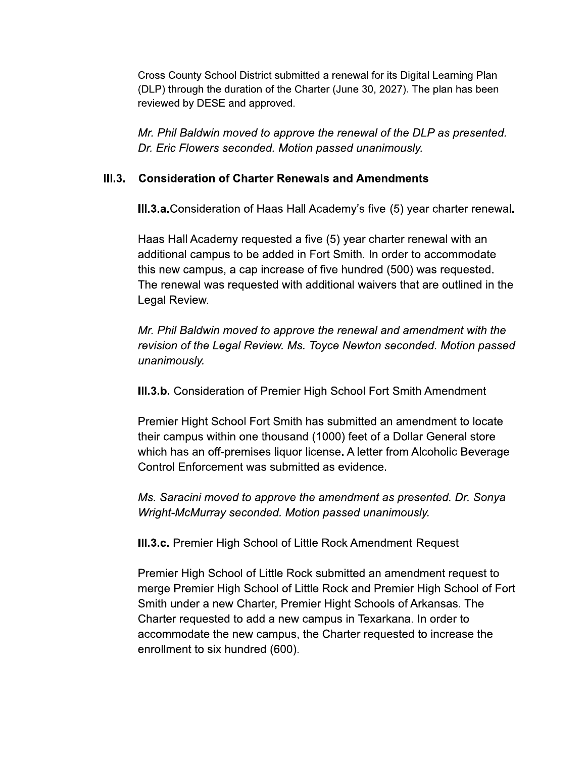Cross County School District submitted a renewal for its Digital Learning Plan (DLP) through the duration of the Charter (June 30, 2027). The plan has been reviewed by DESE and approved.

*Mr. Phil Baldwin moved to approve the renewal of the DLP as presented. Dr. Eric Flowers seconded. Motion passed unanimously.*

## III.3. Consideration of Charter Renewals and Amendments

**III.3.a.** Consideration of Haas Hall Academy's five (5) year charter renewal.

Haas Hall Academy requested a five (5) year charter renewal with an additional campus to be added in Fort Smith. In order to accommodate this new campus, a cap increase of five hundred (500) was requested. The renewal was requested with additional waivers that are outlined in the Legal Review.

*Mr. Phil Baldwin moved to approve the renewal and amendment with the revision of the Legal Review. Ms. Toyce Newton seconded. Motion passed unanimously.*

**III.3.b.** Consideration of Premier High School Fort Smith Amendment

Premier Hight School Fort Smith has submitted an amendment to locate their campus within one thousand (1000) feet of a Dollar General store which has an off-premises liquor license. A letter from Alcoholic Beverage Control Enforcement was submitted as evidence.

*Ms. Saracini moved to approve the amendment as presented. Dr. Sonya Wright-McMurray seconded. Motion passed unanimously.*

**III.3.c.** Premier High School of Little Rock Amendment Request

Premier High School of Little Rock submitted an amendment request to merge Premier High School of Little Rock and Premier High School of Fort Smith under a new Charter, Premier Hight Schools of Arkansas. The Charter requested to add a new campus in Texarkana. In order to accommodate the new campus, the Charter requested to increase the enrollment to six hundred (600).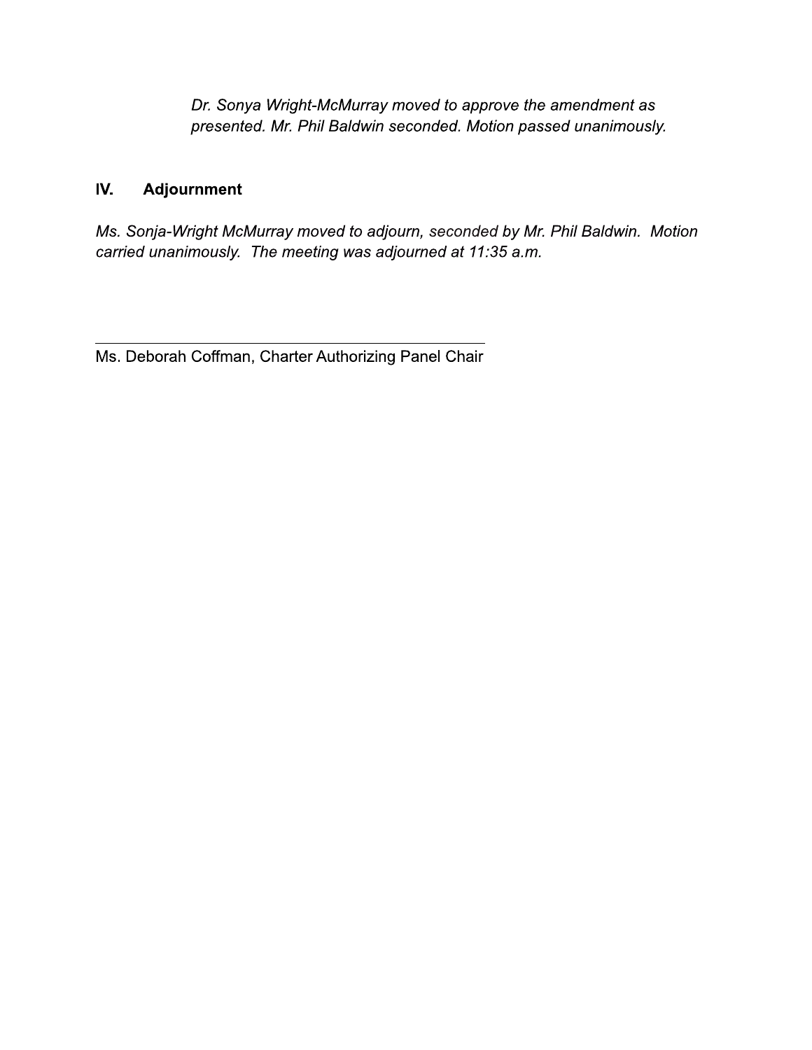*Dr. Sonya Wright-McMurray moved to approve the amendment as presented. Mr. Phil Baldwin seconded. Motion passed unanimously.*

## IV. Adjournment

*Ms. Sonja-Wright McMurray moved to adjourn, seconded by Mr. Phil Baldwin. Motion carried unanimously. The meeting was adjourned at 11:35 a.m.*

______________________________________________

Ms. Deborah Coffman, Charter Authorizing Panel Chair